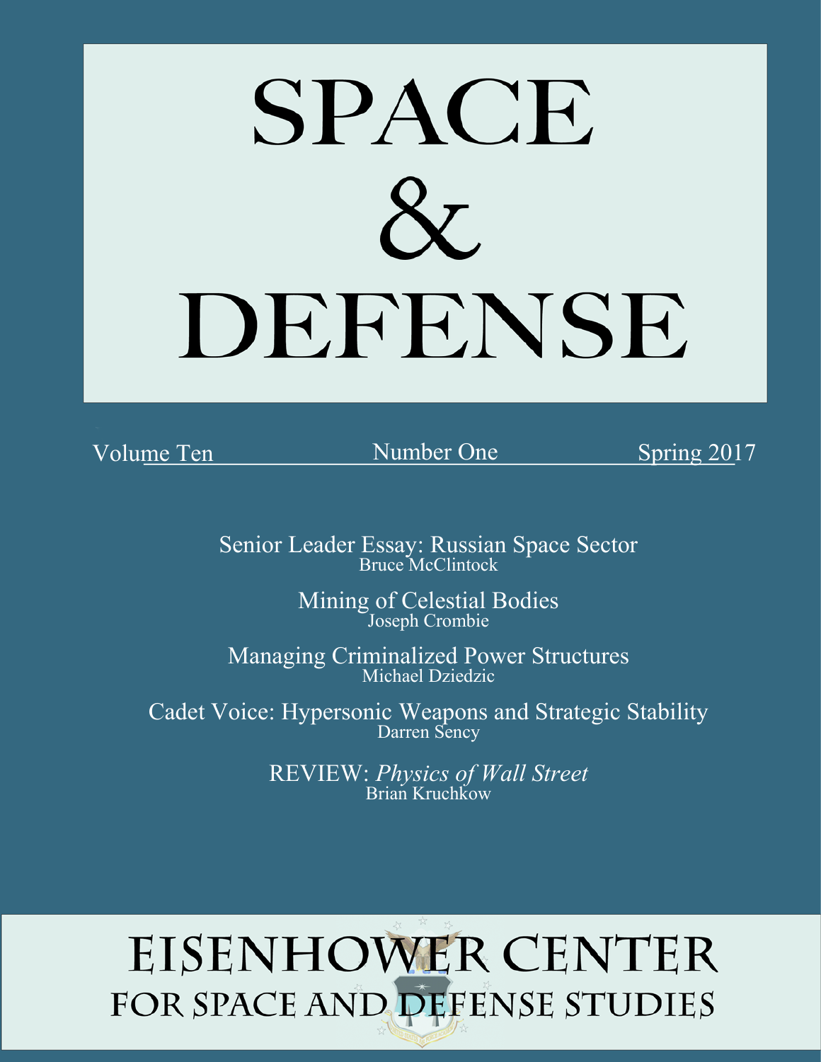# SPACE & DEFENSE

Volume Ten | Number One | Spring 2017

Senior Leader Essay: Russian Space Sector
Bruce McClintock

Mining of Celestial Bodies
Joseph Crombie

Managing Criminalized Power Structures
Michael Dziedzic

Cadet Voice: Hypersonic Weapons and Strategic Stability
Darren Sency

REVIEW: *Physics of Wall Street*
Brian Kruchkow

## EISENHOWER CENTER FOR SPACE AND DEFENSE STUDIES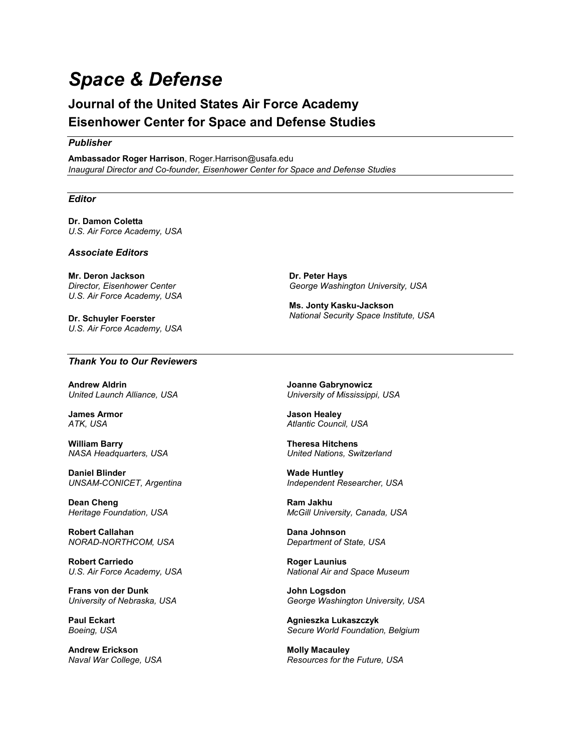# *Space & Defense*

## Journal of the United States Air Force Academy Eisenhower Center for Space and Defense Studies

### *Publisher*

**Ambassador Roger Harrison**, Roger.Harrison@usafa.edu
*Inaugural Director and Co-founder, Eisenhower Center for Space and Defense Studies*

### *Editor*

**Dr. Damon Coletta**
*U.S. Air Force Academy, USA*

### *Associate Editors*

**Mr. Deron Jackson**
*Director, Eisenhower Center*
*U.S. Air Force Academy, USA*

**Dr. Schuyler Foerster**
*U.S. Air Force Academy, USA*

**Dr. Peter Hays**
*George Washington University, USA*

**Ms. Jonty Kasku-Jackson**
*National Security Space Institute, USA*

### *Thank You to Our Reviewers*

**Andrew Aldrin**
*United Launch Alliance, USA*

**James Armor**
*ATK, USA*

**William Barry**
*NASA Headquarters, USA*

**Daniel Blinder**
*UNSAM-CONICET, Argentina*

**Dean Cheng**
*Heritage Foundation, USA*

**Robert Callahan**
*NORAD-NORTHCOM, USA*

**Robert Carriedo**
*U.S. Air Force Academy, USA*

**Frans von der Dunk**
*University of Nebraska, USA*

**Paul Eckart**
*Boeing, USA*

**Andrew Erickson**
*Naval War College, USA*

**Joanne Gabrynowicz**
*University of Mississippi, USA*

**Jason Healey**
*Atlantic Council, USA*

**Theresa Hitchens**
*United Nations, Switzerland*

**Wade Huntley**
*Independent Researcher, USA*

**Ram Jakhu**
*McGill University, Canada, USA*

**Dana Johnson**
*Department of State, USA*

**Roger Launius**
*National Air and Space Museum*

**John Logsdon**
*George Washington University, USA*

**Agnieszka Lukaszczyk**
*Secure World Foundation, Belgium*

**Molly Macauley**
*Resources for the Future, USA*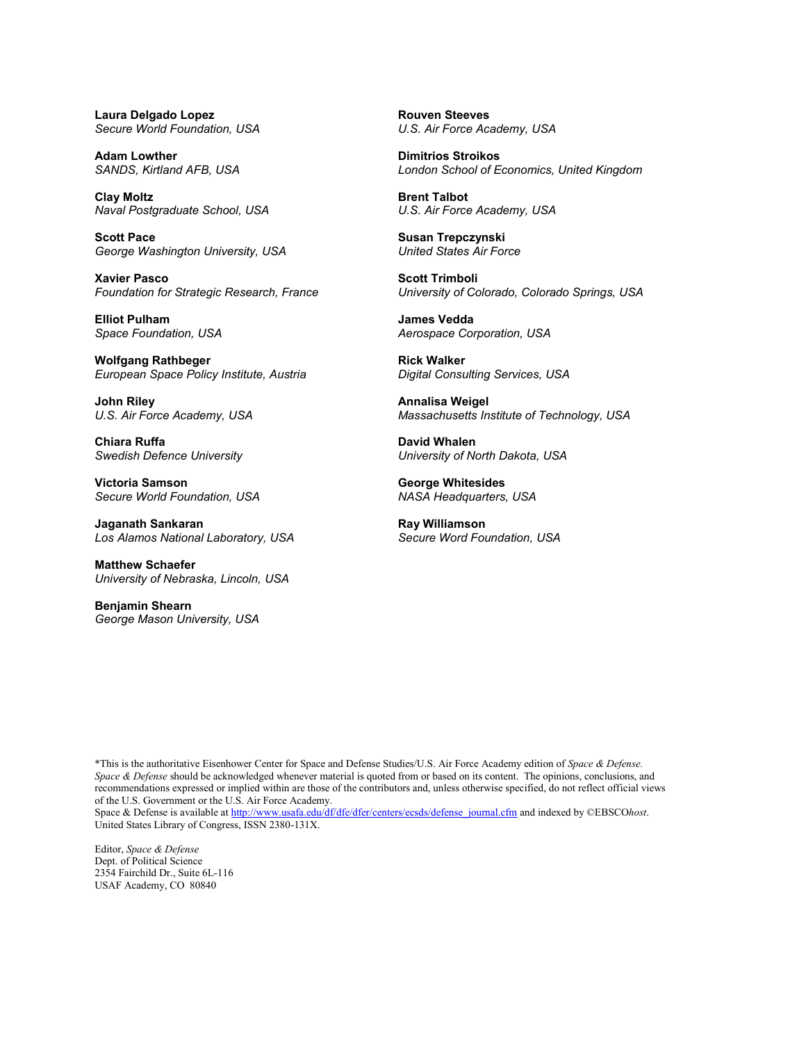**Laura Delgado Lopez**
*Secure World Foundation, USA*

**Adam Lowther**
*SANDS, Kirtland AFB, USA*

**Clay Moltz**
*Naval Postgraduate School, USA*

**Scott Pace**
*George Washington University, USA*

**Xavier Pasco**
*Foundation for Strategic Research, France*

**Elliot Pulham**
*Space Foundation, USA*

**Wolfgang Rathbeger**
*European Space Policy Institute, Austria*

**John Riley**
*U.S. Air Force Academy, USA*

**Chiara Ruffa**
*Swedish Defence University*

**Victoria Samson**
*Secure World Foundation, USA*

**Jaganath Sankaran**
*Los Alamos National Laboratory, USA*

**Matthew Schaefer**
*University of Nebraska, Lincoln, USA*

**Benjamin Shearn**
*George Mason University, USA*

**Rouven Steeves**
*U.S. Air Force Academy, USA*

**Dimitrios Stroikos**
*London School of Economics, United Kingdom*

**Brent Talbot**
*U.S. Air Force Academy, USA*

**Susan Trepczynski**
*United States Air Force*

**Scott Trimboli**
*University of Colorado, Colorado Springs, USA*

**James Vedda**
*Aerospace Corporation, USA*

**Rick Walker**
*Digital Consulting Services, USA*

**Annalisa Weigel**
*Massachusetts Institute of Technology, USA*

**David Whalen**
*University of North Dakota, USA*

**George Whitesides**
*NASA Headquarters, USA*

**Ray Williamson**
*Secure Word Foundation, USA*

*This is the authoritative Eisenhower Center for Space and Defense Studies/U.S. Air Force Academy edition of *Space & Defense. Space & Defense* should be acknowledged whenever material is quoted from or based on its content. The opinions, conclusions, and recommendations expressed or implied within are those of the contributors and, unless otherwise specified, do not reflect official views of the U.S. Government or the U.S. Air Force Academy.
Space & Defense is available at http://www.usafa.edu/df/dfe/dfer/centers/ecsds/defense_journal.cfm and indexed by ©EBSCO*host*. United States Library of Congress, ISSN 2380-131X.

Editor, *Space & Defense*
Dept. of Political Science
2354 Fairchild Dr., Suite 6L-116
USAF Academy, CO 80840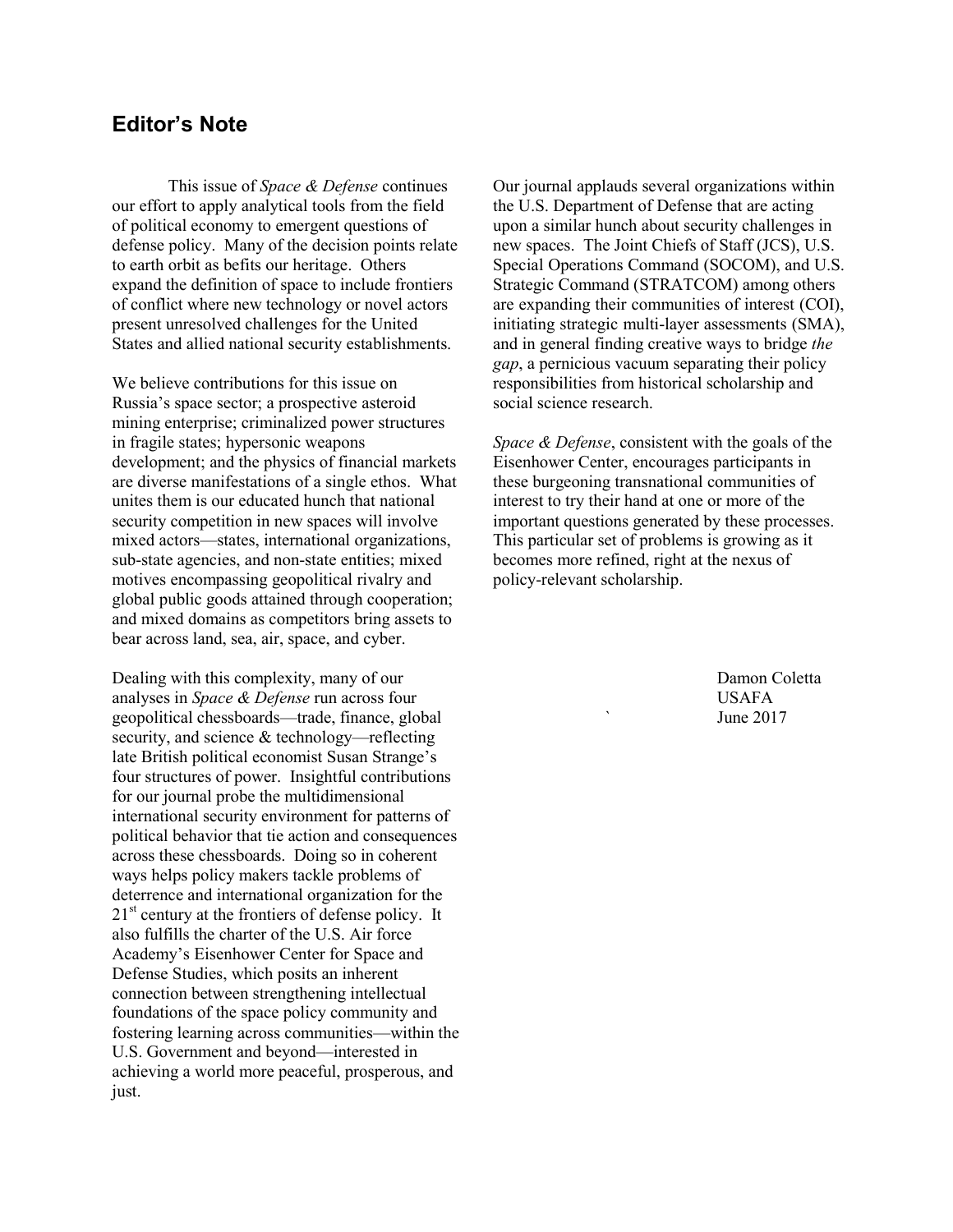## Editor's Note

This issue of *Space & Defense* continues our effort to apply analytical tools from the field of political economy to emergent questions of defense policy. Many of the decision points relate to earth orbit as befits our heritage. Others expand the definition of space to include frontiers of conflict where new technology or novel actors present unresolved challenges for the United States and allied national security establishments.

We believe contributions for this issue on Russia's space sector; a prospective asteroid mining enterprise; criminalized power structures in fragile states; hypersonic weapons development; and the physics of financial markets are diverse manifestations of a single ethos. What unites them is our educated hunch that national security competition in new spaces will involve mixed actors—states, international organizations, sub-state agencies, and non-state entities; mixed motives encompassing geopolitical rivalry and global public goods attained through cooperation; and mixed domains as competitors bring assets to bear across land, sea, air, space, and cyber.

Dealing with this complexity, many of our analyses in *Space & Defense* run across four geopolitical chessboards—trade, finance, global security, and science & technology—reflecting late British political economist Susan Strange's four structures of power. Insightful contributions for our journal probe the multidimensional international security environment for patterns of political behavior that tie action and consequences across these chessboards. Doing so in coherent ways helps policy makers tackle problems of deterrence and international organization for the 21st century at the frontiers of defense policy. It also fulfills the charter of the U.S. Air force Academy's Eisenhower Center for Space and Defense Studies, which posits an inherent connection between strengthening intellectual foundations of the space policy community and fostering learning across communities—within the U.S. Government and beyond—interested in achieving a world more peaceful, prosperous, and just.

Our journal applauds several organizations within the U.S. Department of Defense that are acting upon a similar hunch about security challenges in new spaces. The Joint Chiefs of Staff (JCS), U.S. Special Operations Command (SOCOM), and U.S. Strategic Command (STRATCOM) among others are expanding their communities of interest (COI), initiating strategic multi-layer assessments (SMA), and in general finding creative ways to bridge *the gap*, a pernicious vacuum separating their policy responsibilities from historical scholarship and social science research.

*Space & Defense*, consistent with the goals of the Eisenhower Center, encourages participants in these burgeoning transnational communities of interest to try their hand at one or more of the important questions generated by these processes. This particular set of problems is growing as it becomes more refined, right at the nexus of policy-relevant scholarship.

Damon Coletta
USAFA
June 2017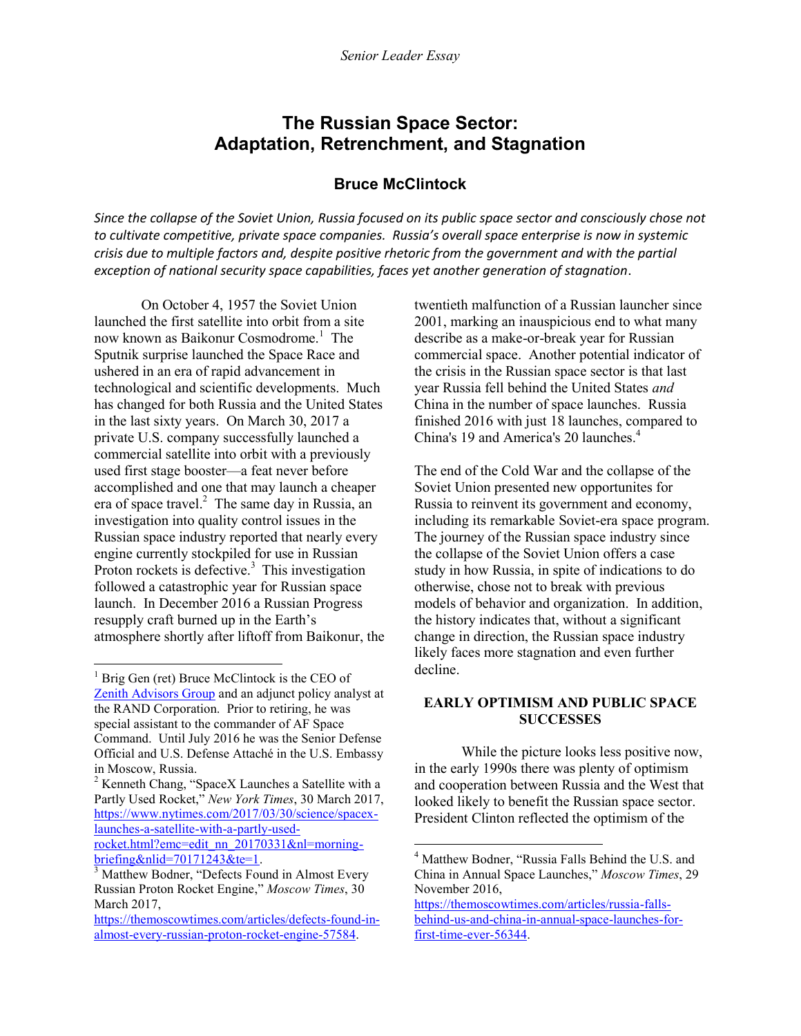*Senior Leader Essay*

# The Russian Space Sector: Adaptation, Retrenchment, and Stagnation

## Bruce McClintock

*Since the collapse of the Soviet Union, Russia focused on its public space sector and consciously chose not to cultivate competitive, private space companies. Russia's overall space enterprise is now in systemic crisis due to multiple factors and, despite positive rhetoric from the government and with the partial exception of national security space capabilities, faces yet another generation of stagnation.*

On October 4, 1957 the Soviet Union launched the first satellite into orbit from a site now known as Baikonur Cosmodrome.[1] The Sputnik surprise launched the Space Race and ushered in an era of rapid advancement in technological and scientific developments. Much has changed for both Russia and the United States in the last sixty years. On March 30, 2017 a private U.S. company successfully launched a commercial satellite into orbit with a previously used first stage booster—a feat never before accomplished and one that may launch a cheaper era of space travel.[2] The same day in Russia, an investigation into quality control issues in the Russian space industry reported that nearly every engine currently stockpiled for use in Russian Proton rockets is defective.[3] This investigation followed a catastrophic year for Russian space launch. In December 2016 a Russian Progress resupply craft burned up in the Earth's atmosphere shortly after liftoff from Baikonur, the twentieth malfunction of a Russian launcher since 2001, marking an inauspicious end to what many describe as a make-or-break year for Russian commercial space. Another potential indicator of the crisis in the Russian space sector is that last year Russia fell behind the United States *and* China in the number of space launches. Russia finished 2016 with just 18 launches, compared to China's 19 and America's 20 launches.[4]

The end of the Cold War and the collapse of the Soviet Union presented new opportunites for Russia to reinvent its government and economy, including its remarkable Soviet-era space program. The journey of the Russian space industry since the collapse of the Soviet Union offers a case study in how Russia, in spite of indications to do otherwise, chose not to break with previous models of behavior and organization. In addition, the history indicates that, without a significant change in direction, the Russian space industry likely faces more stagnation and even further decline.

### EARLY OPTIMISM AND PUBLIC SPACE SUCCESSES

While the picture looks less positive now, in the early 1990s there was plenty of optimism and cooperation between Russia and the West that looked likely to benefit the Russian space sector. President Clinton reflected the optimism of the

---

[1] Brig Gen (ret) Bruce McClintock is the CEO of Zenith Advisors Group and an adjunct policy analyst at the RAND Corporation. Prior to retiring, he was special assistant to the commander of AF Space Command. Until July 2016 he was the Senior Defense Official and U.S. Defense Attaché in the U.S. Embassy in Moscow, Russia.

[2] Kenneth Chang, "SpaceX Launches a Satellite with a Partly Used Rocket," *New York Times*, 30 March 2017, https://www.nytimes.com/2017/03/30/science/spacex-launches-a-satellite-with-a-partly-used-rocket.html?emc=edit_nn_20170331&nl=morning-briefing&nlid=70171243&te=1.

[3] Matthew Bodner, "Defects Found in Almost Every Russian Proton Rocket Engine," *Moscow Times*, 30 March 2017, https://themoscowtimes.com/articles/defects-found-in-almost-every-russian-proton-rocket-engine-57584.

[4] Matthew Bodner, "Russia Falls Behind the U.S. and China in Annual Space Launches," *Moscow Times*, 29 November 2016, https://themoscowtimes.com/articles/russia-falls-behind-us-and-china-in-annual-space-launches-for-first-time-ever-56344.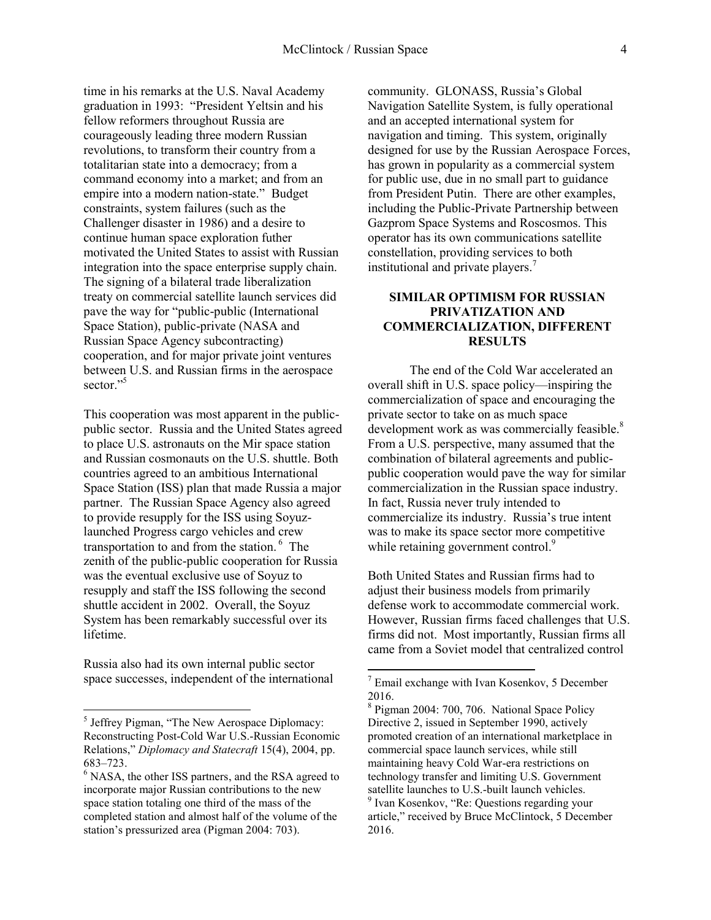time in his remarks at the U.S. Naval Academy graduation in 1993: "President Yeltsin and his fellow reformers throughout Russia are courageously leading three modern Russian revolutions, to transform their country from a totalitarian state into a democracy; from a command economy into a market; and from an empire into a modern nation-state." Budget constraints, system failures (such as the Challenger disaster in 1986) and a desire to continue human space exploration futher motivated the United States to assist with Russian integration into the space enterprise supply chain. The signing of a bilateral trade liberalization treaty on commercial satellite launch services did pave the way for "public-public (International Space Station), public-private (NASA and Russian Space Agency subcontracting) cooperation, and for major private joint ventures between U.S. and Russian firms in the aerospace sector."[5]

This cooperation was most apparent in the public-public sector. Russia and the United States agreed to place U.S. astronauts on the Mir space station and Russian cosmonauts on the U.S. shuttle. Both countries agreed to an ambitious International Space Station (ISS) plan that made Russia a major partner. The Russian Space Agency also agreed to provide resupply for the ISS using Soyuz-launched Progress cargo vehicles and crew transportation to and from the station.[6] The zenith of the public-public cooperation for Russia was the eventual exclusive use of Soyuz to resupply and staff the ISS following the second shuttle accident in 2002. Overall, the Soyuz System has been remarkably successful over its lifetime.

Russia also had its own internal public sector space successes, independent of the international community. GLONASS, Russia's Global Navigation Satellite System, is fully operational and an accepted international system for navigation and timing. This system, originally designed for use by the Russian Aerospace Forces, has grown in popularity as a commercial system for public use, due in no small part to guidance from President Putin. There are other examples, including the Public-Private Partnership between Gazprom Space Systems and Roscosmos. This operator has its own communications satellite constellation, providing services to both institutional and private players.[7]

## SIMILAR OPTIMISM FOR RUSSIAN PRIVATIZATION AND COMMERCIALIZATION, DIFFERENT RESULTS

The end of the Cold War accelerated an overall shift in U.S. space policy—inspiring the commercialization of space and encouraging the private sector to take on as much space development work as was commercially feasible.[8] From a U.S. perspective, many assumed that the combination of bilateral agreements and public-public cooperation would pave the way for similar commercialization in the Russian space industry. In fact, Russia never truly intended to commercialize its industry. Russia's true intent was to make its space sector more competitive while retaining government control.[9]

Both United States and Russian firms had to adjust their business models from primarily defense work to accommodate commercial work. However, Russian firms faced challenges that U.S. firms did not. Most importantly, Russian firms all came from a Soviet model that centralized control

---

[5] Jeffrey Pigman, "The New Aerospace Diplomacy: Reconstructing Post-Cold War U.S.-Russian Economic Relations," *Diplomacy and Statecraft* 15(4), 2004, pp. 683–723.

[6] NASA, the other ISS partners, and the RSA agreed to incorporate major Russian contributions to the new space station totaling one third of the mass of the completed station and almost half of the volume of the station's pressurized area (Pigman 2004: 703).

[7] Email exchange with Ivan Kosenkov, 5 December 2016.

[8] Pigman 2004: 700, 706. National Space Policy Directive 2, issued in September 1990, actively promoted creation of an international marketplace in commercial space launch services, while still maintaining heavy Cold War-era restrictions on technology transfer and limiting U.S. Government satellite launches to U.S.-built launch vehicles.

[9] Ivan Kosenkov, "Re: Questions regarding your article," received by Bruce McClintock, 5 December 2016.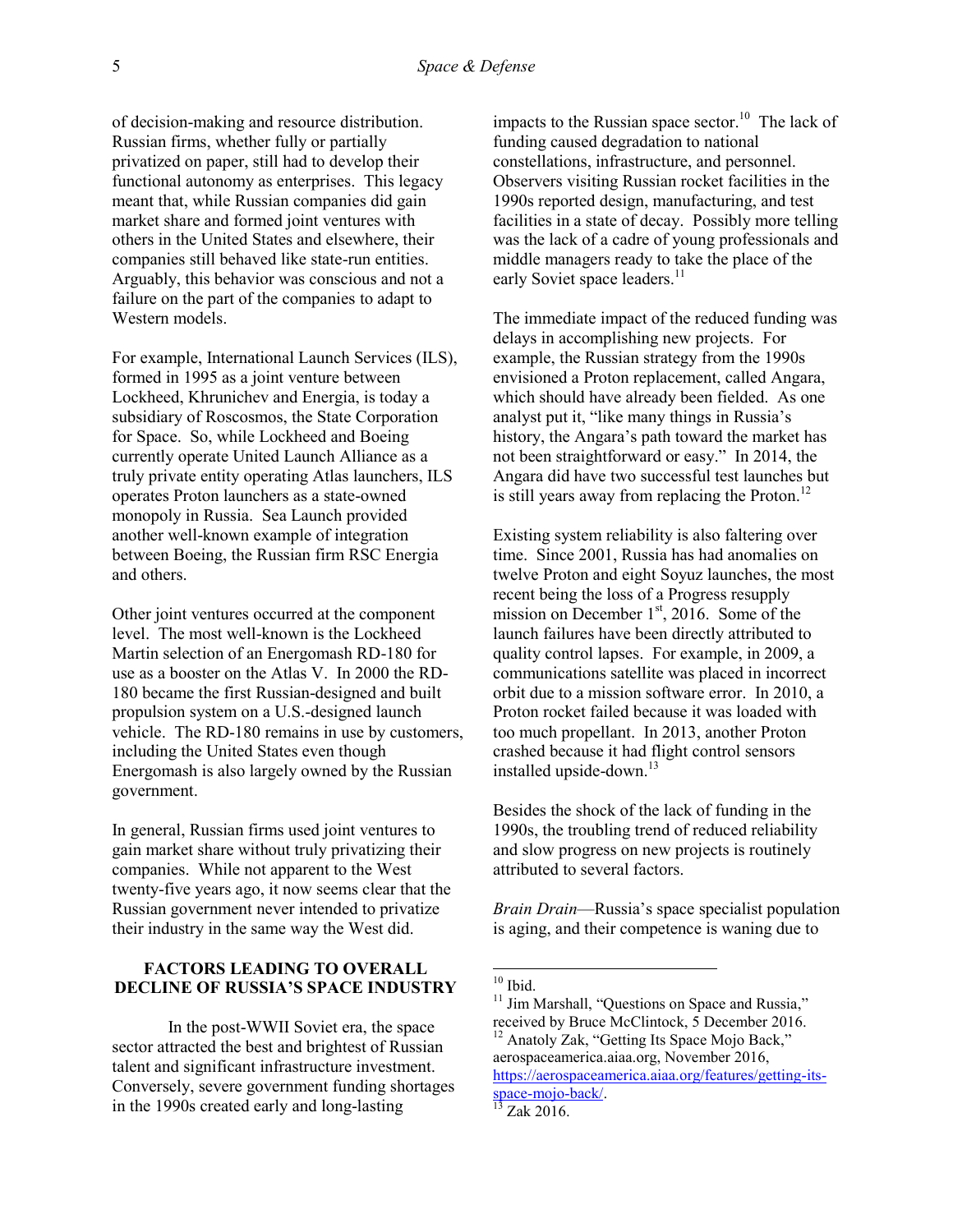of decision-making and resource distribution. Russian firms, whether fully or partially privatized on paper, still had to develop their functional autonomy as enterprises. This legacy meant that, while Russian companies did gain market share and formed joint ventures with others in the United States and elsewhere, their companies still behaved like state-run entities. Arguably, this behavior was conscious and not a failure on the part of the companies to adapt to Western models.

For example, International Launch Services (ILS), formed in 1995 as a joint venture between Lockheed, Khrunichev and Energia, is today a subsidiary of Roscosmos, the State Corporation for Space. So, while Lockheed and Boeing currently operate United Launch Alliance as a truly private entity operating Atlas launchers, ILS operates Proton launchers as a state-owned monopoly in Russia. Sea Launch provided another well-known example of integration between Boeing, the Russian firm RSC Energia and others.

Other joint ventures occurred at the component level. The most well-known is the Lockheed Martin selection of an Energomash RD-180 for use as a booster on the Atlas V. In 2000 the RD-180 became the first Russian-designed and built propulsion system on a U.S.-designed launch vehicle. The RD-180 remains in use by customers, including the United States even though Energomash is also largely owned by the Russian government.

In general, Russian firms used joint ventures to gain market share without truly privatizing their companies. While not apparent to the West twenty-five years ago, it now seems clear that the Russian government never intended to privatize their industry in the same way the West did.

## FACTORS LEADING TO OVERALL DECLINE OF RUSSIA'S SPACE INDUSTRY

In the post-WWII Soviet era, the space sector attracted the best and brightest of Russian talent and significant infrastructure investment. Conversely, severe government funding shortages in the 1990s created early and long-lasting impacts to the Russian space sector.[10] The lack of funding caused degradation to national constellations, infrastructure, and personnel. Observers visiting Russian rocket facilities in the 1990s reported design, manufacturing, and test facilities in a state of decay. Possibly more telling was the lack of a cadre of young professionals and middle managers ready to take the place of the early Soviet space leaders.[11]

The immediate impact of the reduced funding was delays in accomplishing new projects. For example, the Russian strategy from the 1990s envisioned a Proton replacement, called Angara, which should have already been fielded. As one analyst put it, "like many things in Russia's history, the Angara's path toward the market has not been straightforward or easy." In 2014, the Angara did have two successful test launches but is still years away from replacing the Proton.[12]

Existing system reliability is also faltering over time. Since 2001, Russia has had anomalies on twelve Proton and eight Soyuz launches, the most recent being the loss of a Progress resupply mission on December 1st, 2016. Some of the launch failures have been directly attributed to quality control lapses. For example, in 2009, a communications satellite was placed in incorrect orbit due to a mission software error. In 2010, a Proton rocket failed because it was loaded with too much propellant. In 2013, another Proton crashed because it had flight control sensors installed upside-down.[13]

Besides the shock of the lack of funding in the 1990s, the troubling trend of reduced reliability and slow progress on new projects is routinely attributed to several factors.

*Brain Drain*—Russia's space specialist population is aging, and their competence is waning due to

---

[10] Ibid.

[11] Jim Marshall, "Questions on Space and Russia," received by Bruce McClintock, 5 December 2016.

[12] Anatoly Zak, "Getting Its Space Mojo Back," aerospaceamerica.aiaa.org, November 2016, https://aerospaceamerica.aiaa.org/features/getting-its-space-mojo-back/.

[13] Zak 2016.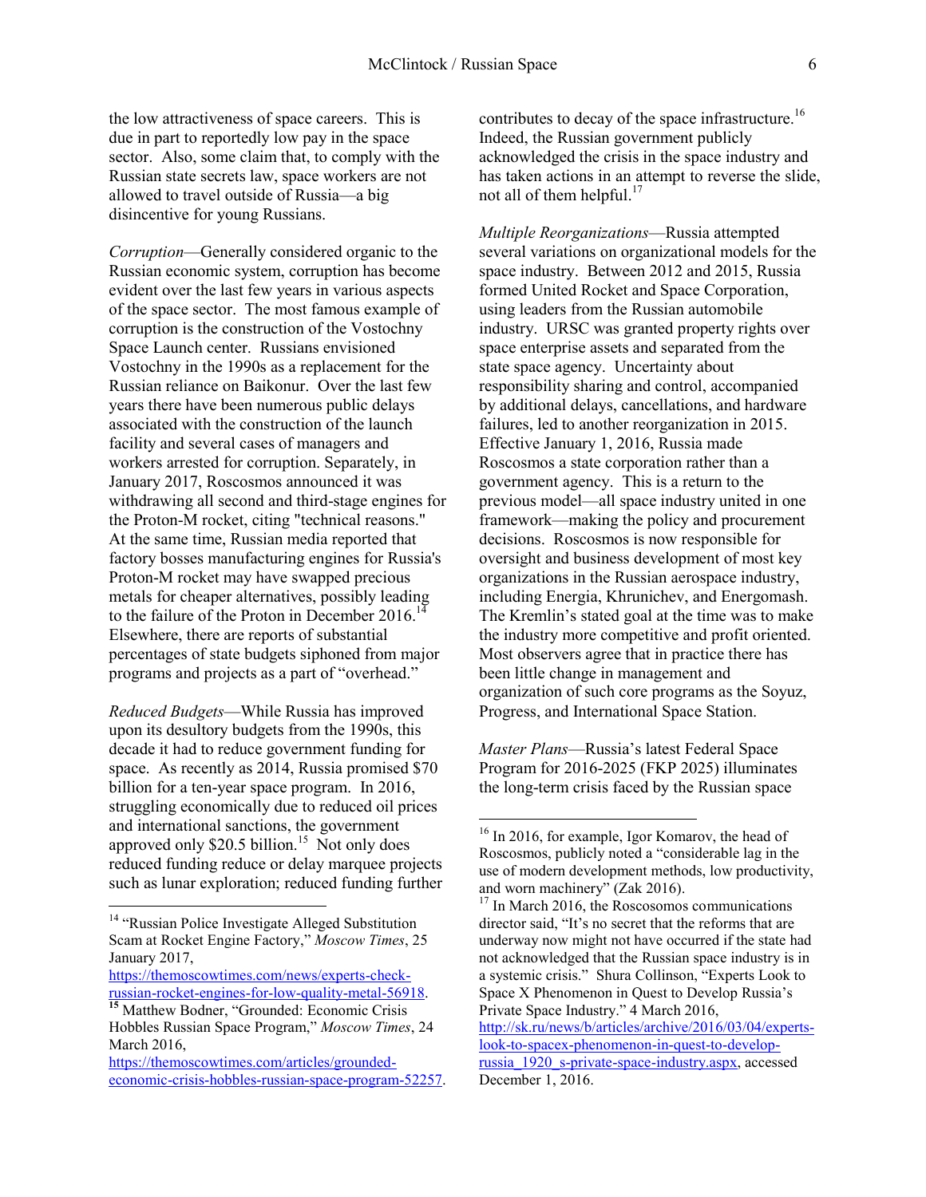the low attractiveness of space careers. This is due in part to reportedly low pay in the space sector. Also, some claim that, to comply with the Russian state secrets law, space workers are not allowed to travel outside of Russia—a big disincentive for young Russians.

*Corruption*—Generally considered organic to the Russian economic system, corruption has become evident over the last few years in various aspects of the space sector. The most famous example of corruption is the construction of the Vostochny Space Launch center. Russians envisioned Vostochny in the 1990s as a replacement for the Russian reliance on Baikonur. Over the last few years there have been numerous public delays associated with the construction of the launch facility and several cases of managers and workers arrested for corruption. Separately, in January 2017, Roscosmos announced it was withdrawing all second and third-stage engines for the Proton-M rocket, citing "technical reasons." At the same time, Russian media reported that factory bosses manufacturing engines for Russia's Proton-M rocket may have swapped precious metals for cheaper alternatives, possibly leading to the failure of the Proton in December 2016.[14] Elsewhere, there are reports of substantial percentages of state budgets siphoned from major programs and projects as a part of "overhead."

*Reduced Budgets*—While Russia has improved upon its desultory budgets from the 1990s, this decade it had to reduce government funding for space. As recently as 2014, Russia promised $70 billion for a ten-year space program. In 2016, struggling economically due to reduced oil prices and international sanctions, the government approved only $20.5 billion.[15] Not only does reduced funding reduce or delay marquee projects such as lunar exploration; reduced funding further contributes to decay of the space infrastructure.[16] Indeed, the Russian government publicly acknowledged the crisis in the space industry and has taken actions in an attempt to reverse the slide, not all of them helpful.[17]

*Multiple Reorganizations*—Russia attempted several variations on organizational models for the space industry. Between 2012 and 2015, Russia formed United Rocket and Space Corporation, using leaders from the Russian automobile industry. URSC was granted property rights over space enterprise assets and separated from the state space agency. Uncertainty about responsibility sharing and control, accompanied by additional delays, cancellations, and hardware failures, led to another reorganization in 2015. Effective January 1, 2016, Russia made Roscosmos a state corporation rather than a government agency. This is a return to the previous model—all space industry united in one framework—making the policy and procurement decisions. Roscosmos is now responsible for oversight and business development of most key organizations in the Russian aerospace industry, including Energia, Khrunichev, and Energomash. The Kremlin's stated goal at the time was to make the industry more competitive and profit oriented. Most observers agree that in practice there has been little change in management and organization of such core programs as the Soyuz, Progress, and International Space Station.

*Master Plans*—Russia's latest Federal Space Program for 2016-2025 (FKP 2025) illuminates the long-term crisis faced by the Russian space

---

[14] "Russian Police Investigate Alleged Substitution Scam at Rocket Engine Factory," *Moscow Times*, 25 January 2017, https://themoscowtimes.com/news/experts-check-russian-rocket-engines-for-low-quality-metal-56918.

[15] Matthew Bodner, "Grounded: Economic Crisis Hobbles Russian Space Program," *Moscow Times*, 24 March 2016, https://themoscowtimes.com/articles/grounded-economic-crisis-hobbles-russian-space-program-52257.

[16] In 2016, for example, Igor Komarov, the head of Roscosmos, publicly noted a "considerable lag in the use of modern development methods, low productivity, and worn machinery" (Zak 2016).

[17] In March 2016, the Roscosomos communications director said, "It's no secret that the reforms that are underway now might not have occurred if the state had not acknowledged that the Russian space industry is in a systemic crisis." Shura Collinson, "Experts Look to Space X Phenomenon in Quest to Develop Russia's Private Space Industry." 4 March 2016, http://sk.ru/news/b/articles/archive/2016/03/04/experts-look-to-spacex-phenomenon-in-quest-to-develop-russia_1920_s-private-space-industry.aspx, accessed December 1, 2016.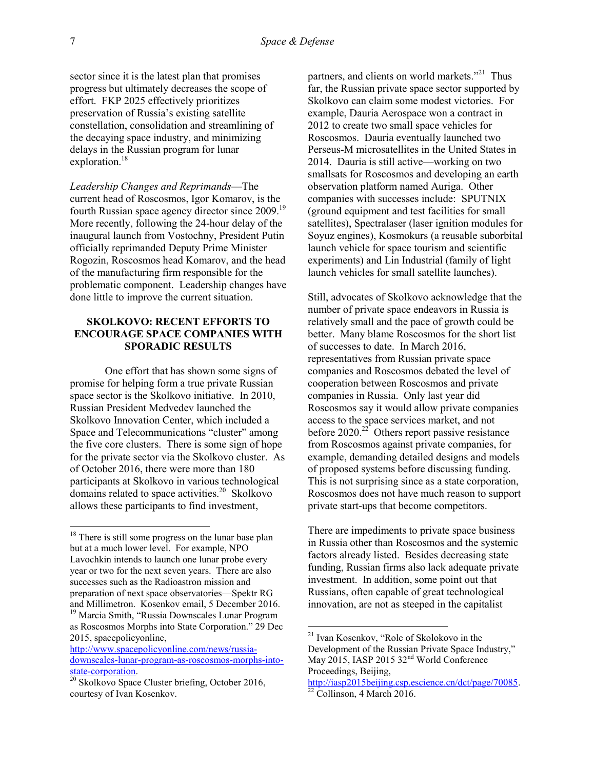sector since it is the latest plan that promises progress but ultimately decreases the scope of effort. FKP 2025 effectively prioritizes preservation of Russia's existing satellite constellation, consolidation and streamlining of the decaying space industry, and minimizing delays in the Russian program for lunar exploration.[18]

*Leadership Changes and Reprimands*—The current head of Roscosmos, Igor Komarov, is the fourth Russian space agency director since 2009.[19] More recently, following the 24-hour delay of the inaugural launch from Vostochny, President Putin officially reprimanded Deputy Prime Minister Rogozin, Roscosmos head Komarov, and the head of the manufacturing firm responsible for the problematic component. Leadership changes have done little to improve the current situation.

## SKOLKOVO: RECENT EFFORTS TO ENCOURAGE SPACE COMPANIES WITH SPORADIC RESULTS

One effort that has shown some signs of promise for helping form a true private Russian space sector is the Skolkovo initiative. In 2010, Russian President Medvedev launched the Skolkovo Innovation Center, which included a Space and Telecommunications "cluster" among the five core clusters. There is some sign of hope for the private sector via the Skolkovo cluster. As of October 2016, there were more than 180 participants at Skolkovo in various technological domains related to space activities.[20] Skolkovo allows these participants to find investment, partners, and clients on world markets."[21] Thus far, the Russian private space sector supported by Skolkovo can claim some modest victories. For example, Dauria Aerospace won a contract in 2012 to create two small space vehicles for Roscosmos. Dauria eventually launched two Perseus-M microsatellites in the United States in 2014. Dauria is still active—working on two smallsats for Roscosmos and developing an earth observation platform named Auriga. Other companies with successes include: SPUTNIX (ground equipment and test facilities for small satellites), Spectralaser (laser ignition modules for Soyuz engines), Kosmokurs (a reusable suborbital launch vehicle for space tourism and scientific experiments) and Lin Industrial (family of light launch vehicles for small satellite launches).

Still, advocates of Skolkovo acknowledge that the number of private space endeavors in Russia is relatively small and the pace of growth could be better. Many blame Roscosmos for the short list of successes to date. In March 2016, representatives from Russian private space companies and Roscosmos debated the level of cooperation between Roscosmos and private companies in Russia. Only last year did Roscosmos say it would allow private companies access to the space services market, and not before 2020.[22] Others report passive resistance from Roscosmos against private companies, for example, demanding detailed designs and models of proposed systems before discussing funding. This is not surprising since as a state corporation, Roscosmos does not have much reason to support private start-ups that become competitors.

There are impediments to private space business in Russia other than Roscosmos and the systemic factors already listed. Besides decreasing state funding, Russian firms also lack adequate private investment. In addition, some point out that Russians, often capable of great technological innovation, are not as steeped in the capitalist

---

[18] There is still some progress on the lunar base plan but at a much lower level. For example, NPO Lavochkin intends to launch one lunar probe every year or two for the next seven years. There are also successes such as the Radioastron mission and preparation of next space observatories—Spektr RG and Millimetron. Kosenkov email, 5 December 2016.

[19] Marcia Smith, "Russia Downscales Lunar Program as Roscosmos Morphs into State Corporation." 29 Dec 2015, spacepolicyonline, http://www.spacepolicyonline.com/news/russia-downscales-lunar-program-as-roscosmos-morphs-into-state-corporation.

[20] Skolkovo Space Cluster briefing, October 2016, courtesy of Ivan Kosenkov.

[21] Ivan Kosenkov, "Role of Skolokovo in the Development of the Russian Private Space Industry," May 2015, IASP 2015 32nd World Conference Proceedings, Beijing, http://iasp2015beijing.csp.escience.cn/dct/page/70085.

[22] Collinson, 4 March 2016.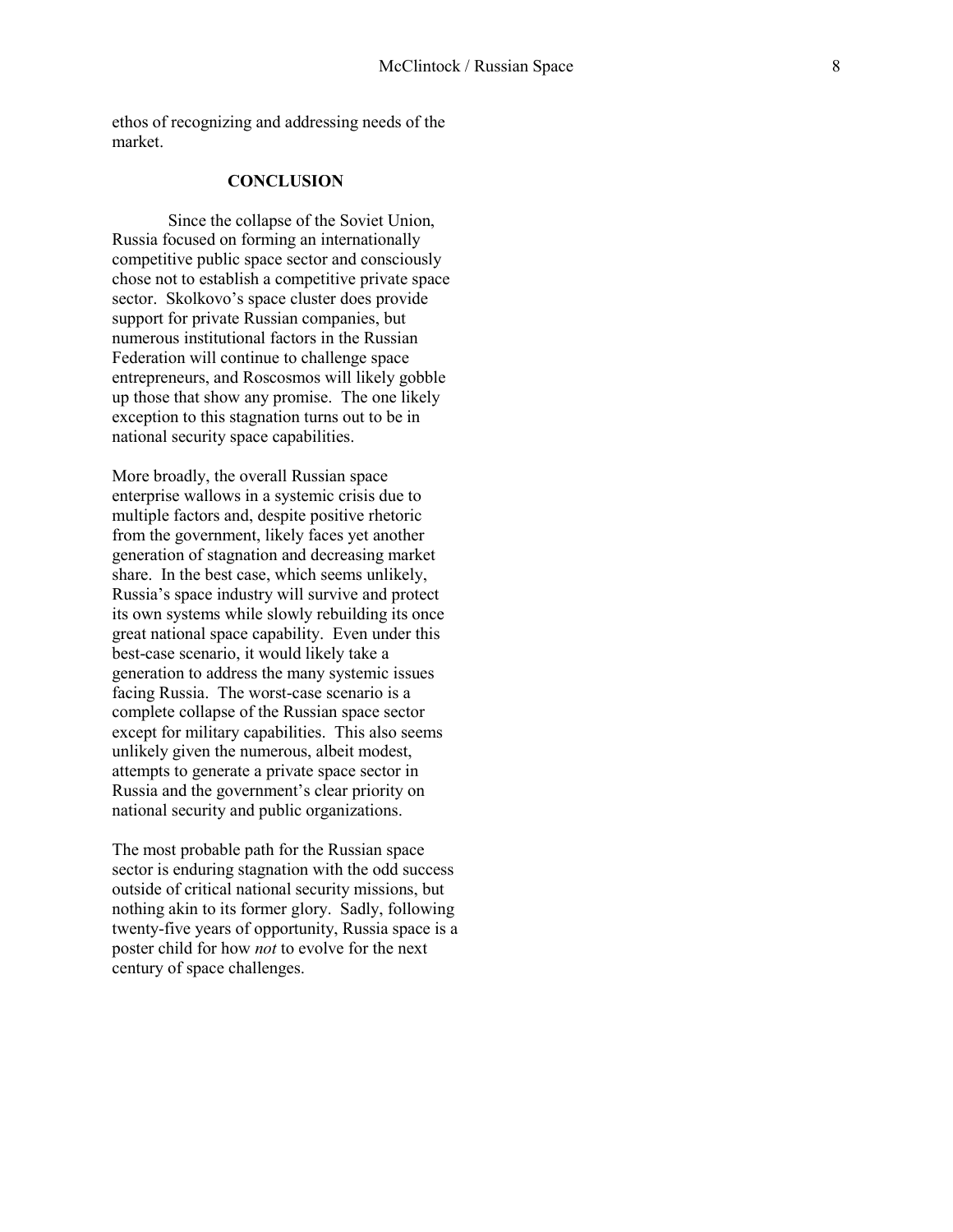ethos of recognizing and addressing needs of the market.

## CONCLUSION

Since the collapse of the Soviet Union, Russia focused on forming an internationally competitive public space sector and consciously chose not to establish a competitive private space sector. Skolkovo's space cluster does provide support for private Russian companies, but numerous institutional factors in the Russian Federation will continue to challenge space entrepreneurs, and Roscosmos will likely gobble up those that show any promise. The one likely exception to this stagnation turns out to be in national security space capabilities.

More broadly, the overall Russian space enterprise wallows in a systemic crisis due to multiple factors and, despite positive rhetoric from the government, likely faces yet another generation of stagnation and decreasing market share. In the best case, which seems unlikely, Russia's space industry will survive and protect its own systems while slowly rebuilding its once great national space capability. Even under this best-case scenario, it would likely take a generation to address the many systemic issues facing Russia. The worst-case scenario is a complete collapse of the Russian space sector except for military capabilities. This also seems unlikely given the numerous, albeit modest, attempts to generate a private space sector in Russia and the government's clear priority on national security and public organizations.

The most probable path for the Russian space sector is enduring stagnation with the odd success outside of critical national security missions, but nothing akin to its former glory. Sadly, following twenty-five years of opportunity, Russia space is a poster child for how *not* to evolve for the next century of space challenges.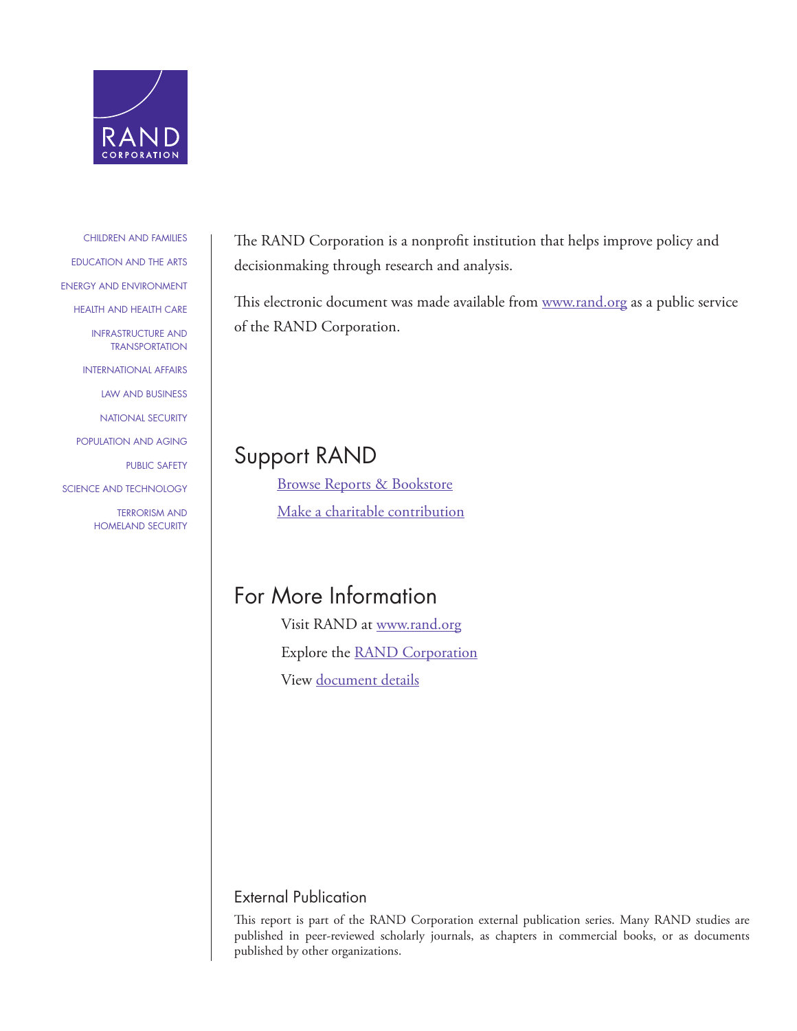RAND CORPORATION

CHILDREN AND FAMILIES

EDUCATION AND THE ARTS

ENERGY AND ENVIRONMENT

HEALTH AND HEALTH CARE

INFRASTRUCTURE AND TRANSPORTATION

INTERNATIONAL AFFAIRS

LAW AND BUSINESS

NATIONAL SECURITY

POPULATION AND AGING

PUBLIC SAFETY

SCIENCE AND TECHNOLOGY

TERRORISM AND HOMELAND SECURITY

The RAND Corporation is a nonprofit institution that helps improve policy and decisionmaking through research and analysis.

This electronic document was made available from www.rand.org as a public service of the RAND Corporation.

## Support RAND

Browse Reports & Bookstore

Make a charitable contribution

## For More Information

Visit RAND at www.rand.org

Explore the RAND Corporation

View document details

### External Publication

This report is part of the RAND Corporation external publication series. Many RAND studies are published in peer-reviewed scholarly journals, as chapters in commercial books, or as documents published by other organizations.